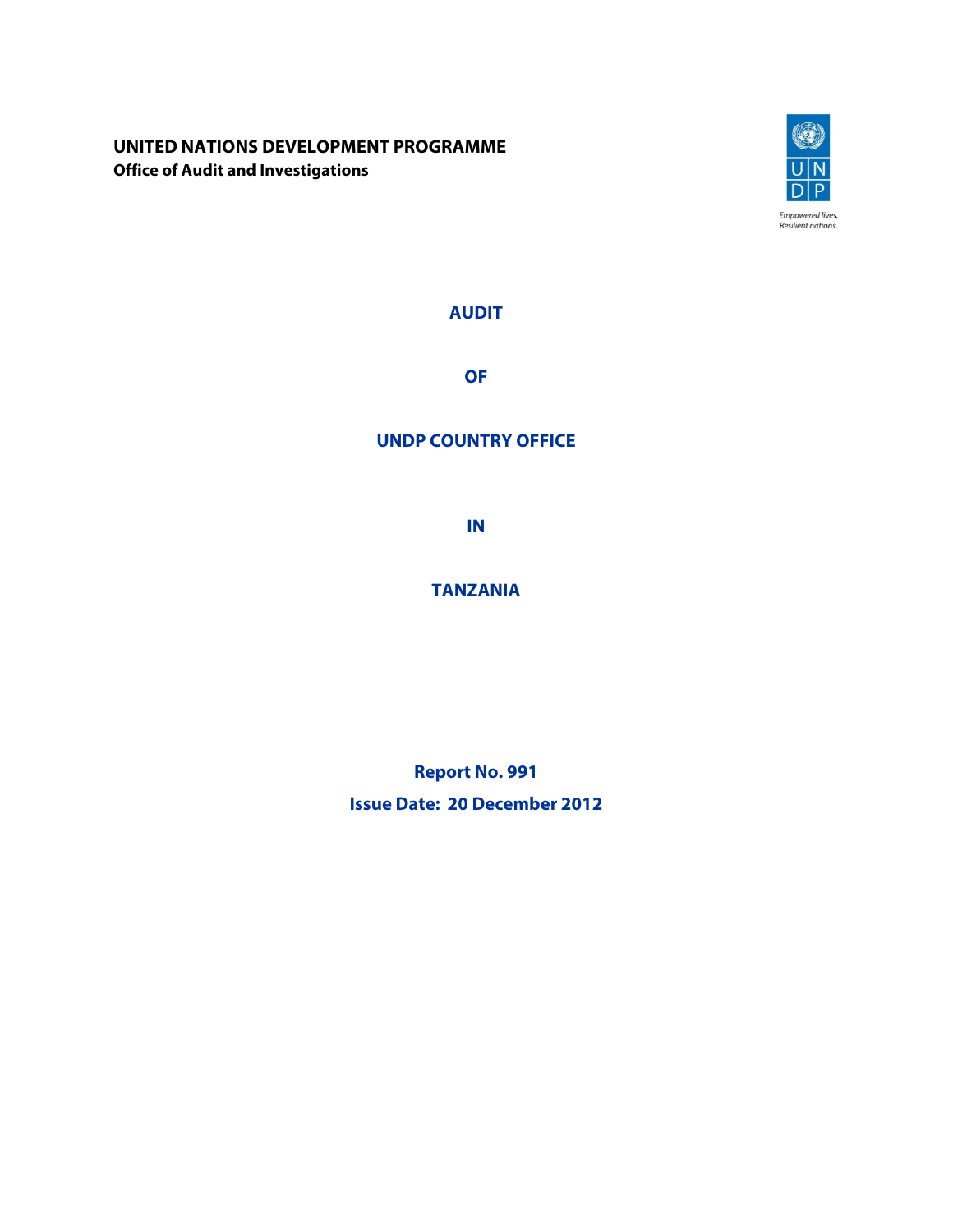**UNITED NATIONS DEVELOPMENT PROGRAMME**
**Office of Audit and Investigations**

Empowered lives.
Resilient nations.

# AUDIT

# OF

# UNDP COUNTRY OFFICE

# IN

# TANZANIA

**Report No. 991**

**Issue Date: 20 December 2012**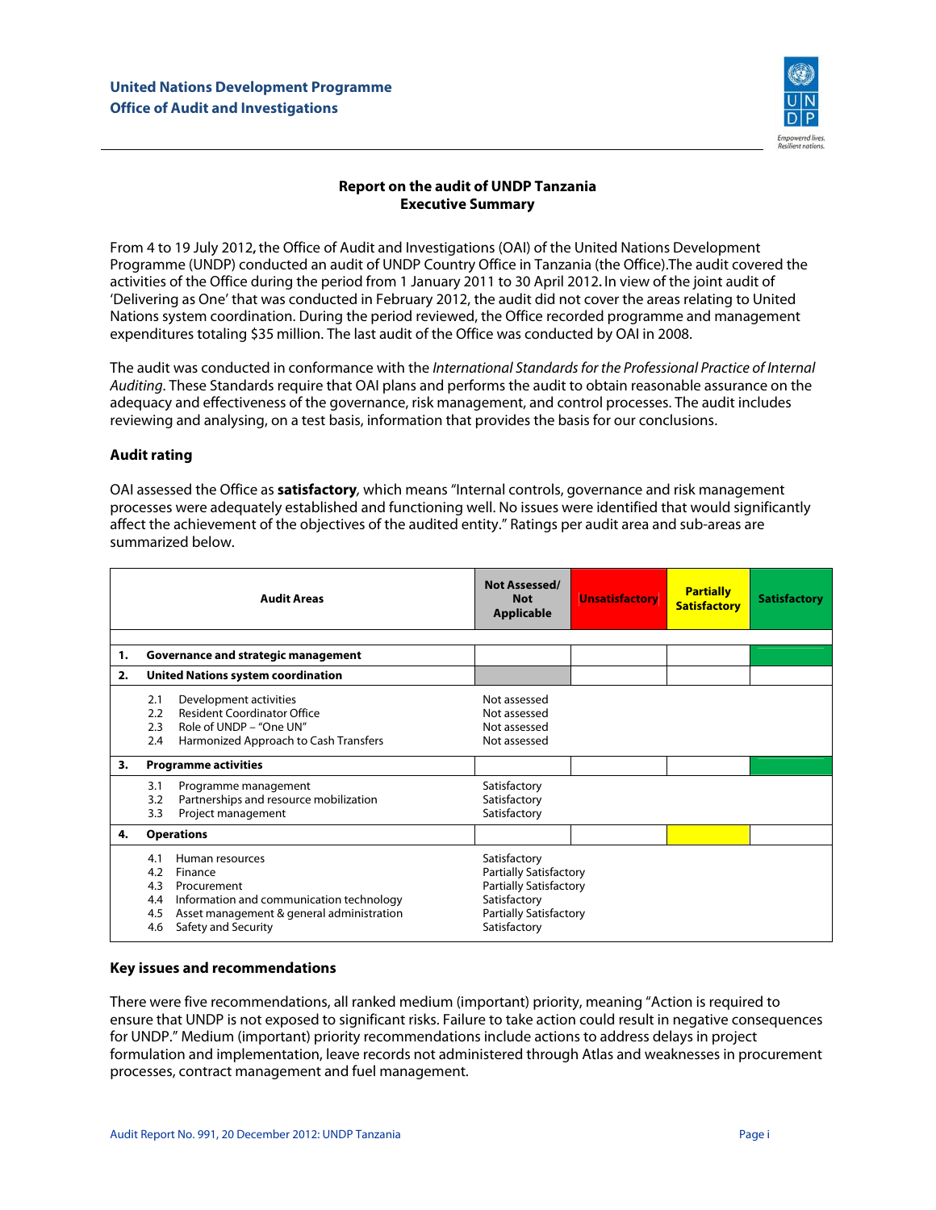United Nations Development Programme
Office of Audit and Investigations

## Report on the audit of UNDP Tanzania
## Executive Summary

From 4 to 19 July 2012**,** the Office of Audit and Investigations (OAI) of the United Nations Development Programme (UNDP) conducted an audit of UNDP Country Office in Tanzania (the Office).The audit covered the activities of the Office during the period from 1 January 2011 to 30 April 2012**.** In view of the joint audit of 'Delivering as One' that was conducted in February 2012, the audit did not cover the areas relating to United Nations system coordination. During the period reviewed, the Office recorded programme and management expenditures totaling $35 million. The last audit of the Office was conducted by OAI in 2008.

The audit was conducted in conformance with the *International Standards for the Professional Practice of Internal Auditing*. These Standards require that OAI plans and performs the audit to obtain reasonable assurance on the adequacy and effectiveness of the governance, risk management, and control processes. The audit includes reviewing and analysing, on a test basis, information that provides the basis for our conclusions.

### Audit rating

OAI assessed the Office as **satisfactory**, which means "Internal controls, governance and risk management processes were adequately established and functioning well. No issues were identified that would significantly affect the achievement of the objectives of the audited entity." Ratings per audit area and sub-areas are summarized below.

| Audit Areas | Not Assessed/ Not Applicable | Unsatisfactory | Partially Satisfactory | Satisfactory |
|---|---|---|---|---|
| **1. Governance and strategic management** | | | | Satisfactory |
| **2. United Nations system coordination** | Not Assessed/ Not Applicable | | | |
| 2.1 Development activities | Not assessed | | | |
| 2.2 Resident Coordinator Office | Not assessed | | | |
| 2.3 Role of UNDP – "One UN" | Not assessed | | | |
| 2.4 Harmonized Approach to Cash Transfers | Not assessed | | | |
| **3. Programme activities** | | | | Satisfactory |
| 3.1 Programme management | Satisfactory | | | |
| 3.2 Partnerships and resource mobilization | Satisfactory | | | |
| 3.3 Project management | Satisfactory | | | |
| **4. Operations** | | | Partially Satisfactory | |
| 4.1 Human resources | Satisfactory | | | |
| 4.2 Finance | Partially Satisfactory | | | |
| 4.3 Procurement | Partially Satisfactory | | | |
| 4.4 Information and communication technology | Satisfactory | | | |
| 4.5 Asset management & general administration | Partially Satisfactory | | | |
| 4.6 Safety and Security | Satisfactory | | | |

### Key issues and recommendations

There were five recommendations, all ranked medium (important) priority, meaning "Action is required to ensure that UNDP is not exposed to significant risks. Failure to take action could result in negative consequences for UNDP." Medium (important) priority recommendations include actions to address delays in project formulation and implementation, leave records not administered through Atlas and weaknesses in procurement processes, contract management and fuel management.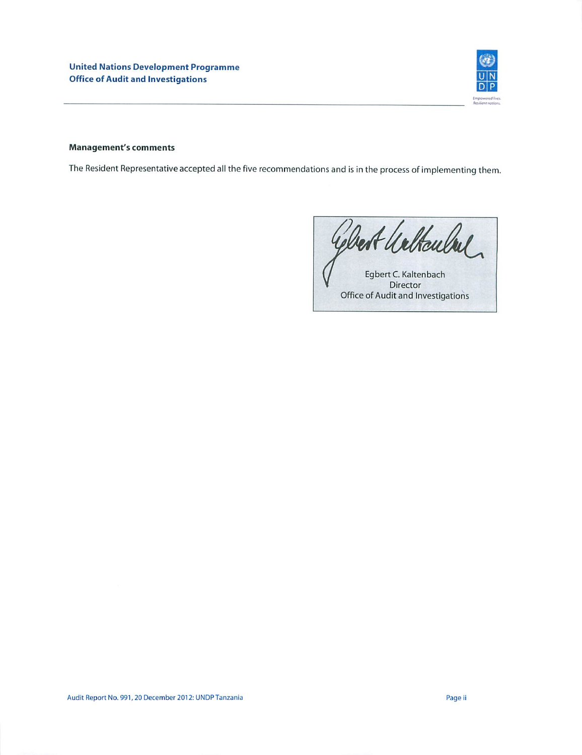United Nations Development Programme
Office of Audit and Investigations

**Management's comments**

The Resident Representative accepted all the five recommendations and is in the process of implementing them.

Egbert C. Kaltenbach
Director
Office of Audit and Investigations